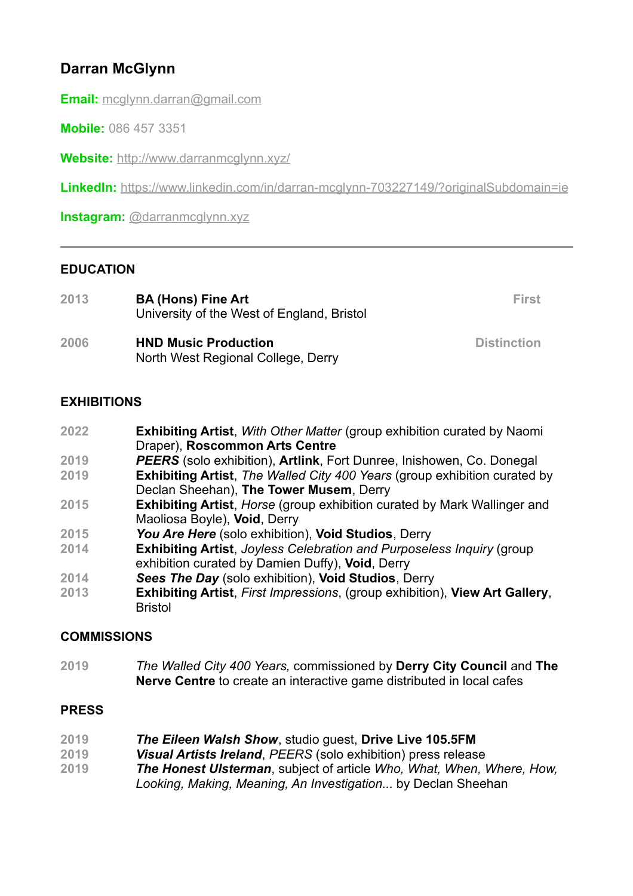# Darran McGlynn

**Email:** mcglynn.darran@gmail.com

**Mobile:** 086 457 3351

**Website:** http://www.darranmcglynn.xyz/

**LinkedIn:** https://www.linkedin.com/in/darran-mcglynn-703227149/?originalSubdomain=ie

**Instagram:** @darranmcglynn.xyz

---

## EDUCATION

| | | |
|---|---|---|
| **2013** | **BA (Hons) Fine Art**<br>University of the West of England, Bristol | **First** |
| **2006** | **HND Music Production**<br>North West Regional College, Derry | **Distinction** |

## EXHIBITIONS

**2022** — **Exhibiting Artist**, *With Other Matter* (group exhibition curated by Naomi Draper), **Roscommon Arts Centre**

**2019** — ***PEERS*** (solo exhibition), **Artlink**, Fort Dunree, Inishowen, Co. Donegal

**2019** — **Exhibiting Artist**, *The Walled City 400 Years* (group exhibition curated by Declan Sheehan), **The Tower Musem**, Derry

**2015** — **Exhibiting Artist**, *Horse* (group exhibition curated by Mark Wallinger and Maoliosa Boyle), **Void**, Derry

**2015** — ***You Are Here*** (solo exhibition), **Void Studios**, Derry

**2014** — **Exhibiting Artist**, *Joyless Celebration and Purposeless Inquiry* (group exhibition curated by Damien Duffy), **Void**, Derry

**2014** — ***Sees The Day*** (solo exhibition), **Void Studios**, Derry

**2013** — **Exhibiting Artist**, *First Impressions*, (group exhibition), **View Art Gallery**, Bristol

## COMMISSIONS

**2019** — *The Walled City 400 Years,* commissioned by **Derry City Council** and **The Nerve Centre** to create an interactive game distributed in local cafes

## PRESS

**2019** — ***The Eileen Walsh Show***, studio guest, **Drive Live 105.5FM**

**2019** — ***Visual Artists Ireland***, *PEERS* (solo exhibition) press release

**2019** — ***The Honest Ulsterman***, subject of article *Who, What, When, Where, How, Looking, Making, Meaning, An Investigation...* by Declan Sheehan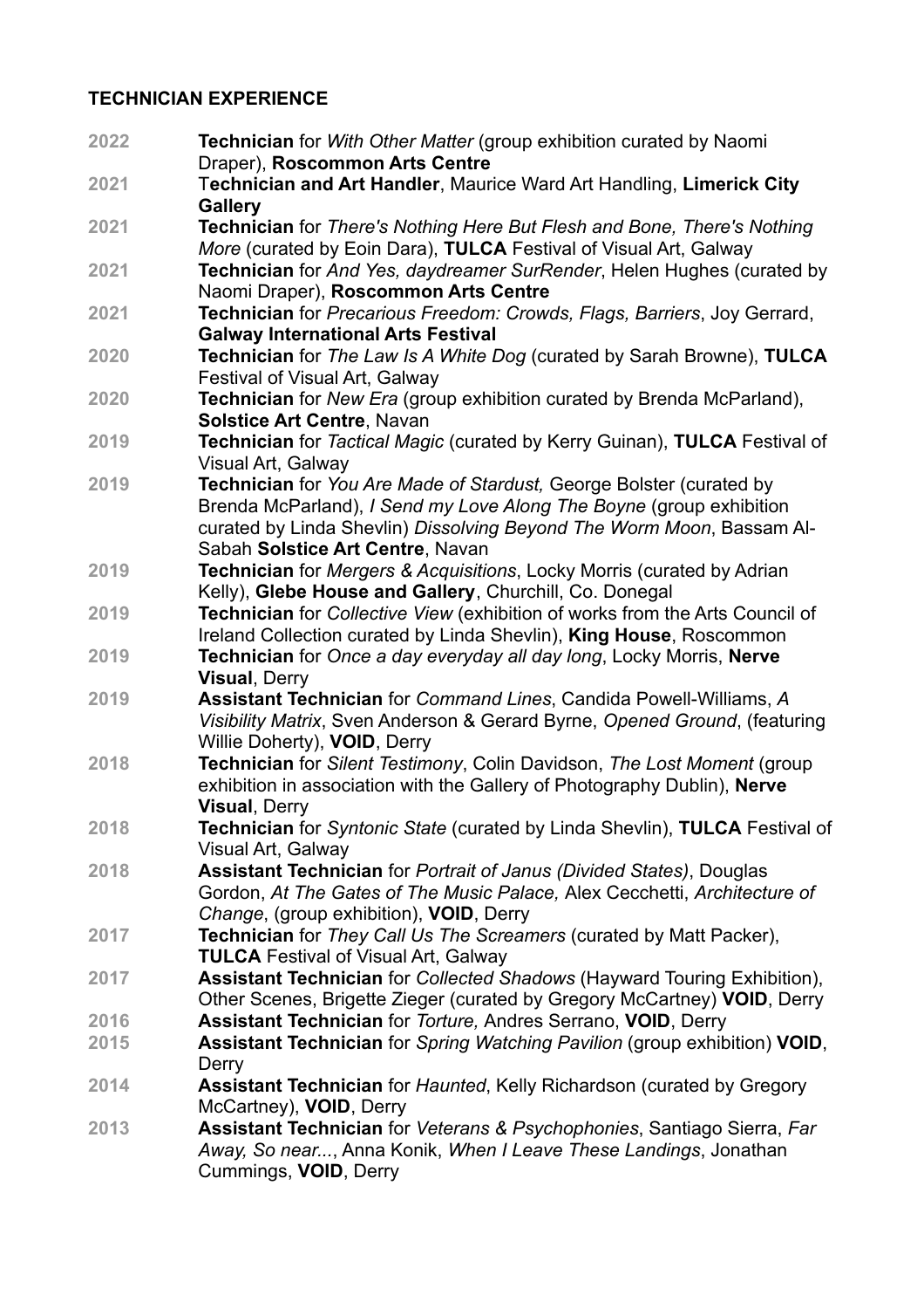## TECHNICIAN EXPERIENCE

**2022** **Technician** for *With Other Matter* (group exhibition curated by Naomi Draper), **Roscommon Arts Centre**

**2021** **Technician and Art Handler**, Maurice Ward Art Handling, **Limerick City Gallery**

**2021** **Technician** for *There's Nothing Here But Flesh and Bone, There's Nothing More* (curated by Eoin Dara), **TULCA** Festival of Visual Art, Galway

**2021** **Technician** for *And Yes, daydreamer SurRender*, Helen Hughes (curated by Naomi Draper), **Roscommon Arts Centre**

**2021** **Technician** for *Precarious Freedom: Crowds, Flags, Barriers*, Joy Gerrard, **Galway International Arts Festival**

**2020** **Technician** for *The Law Is A White Dog* (curated by Sarah Browne), **TULCA** Festival of Visual Art, Galway

**2020** **Technician** for *New Era* (group exhibition curated by Brenda McParland), **Solstice Art Centre**, Navan

**2019** **Technician** for *Tactical Magic* (curated by Kerry Guinan), **TULCA** Festival of Visual Art, Galway

**2019** **Technician** for *You Are Made of Stardust,* George Bolster (curated by Brenda McParland), *I Send my Love Along The Boyne* (group exhibition curated by Linda Shevlin) *Dissolving Beyond The Worm Moon*, Bassam Al-Sabah **Solstice Art Centre**, Navan

**2019** **Technician** for *Mergers & Acquisitions*, Locky Morris (curated by Adrian Kelly), **Glebe House and Gallery**, Churchill, Co. Donegal

**2019** **Technician** for *Collective View* (exhibition of works from the Arts Council of Ireland Collection curated by Linda Shevlin), **King House**, Roscommon

**2019** **Technician** for *Once a day everyday all day long*, Locky Morris, **Nerve Visual**, Derry

**2019** **Assistant Technician** for *Command Lines*, Candida Powell-Williams, *A Visibility Matrix*, Sven Anderson & Gerard Byrne, *Opened Ground*, (featuring Willie Doherty), **VOID**, Derry

**2018** **Technician** for *Silent Testimony*, Colin Davidson, *The Lost Moment* (group exhibition in association with the Gallery of Photography Dublin), **Nerve Visual**, Derry

**2018** **Technician** for *Syntonic State* (curated by Linda Shevlin), **TULCA** Festival of Visual Art, Galway

**2018** **Assistant Technician** for *Portrait of Janus (Divided States)*, Douglas Gordon, *At The Gates of The Music Palace,* Alex Cecchetti, *Architecture of Change*, (group exhibition), **VOID**, Derry

**2017** **Technician** for *They Call Us The Screamers* (curated by Matt Packer), **TULCA** Festival of Visual Art, Galway

**2017** **Assistant Technician** for *Collected Shadows* (Hayward Touring Exhibition), Other Scenes, Brigette Zieger (curated by Gregory McCartney) **VOID**, Derry

**2016** **Assistant Technician** for *Torture,* Andres Serrano, **VOID**, Derry

**2015** **Assistant Technician** for *Spring Watching Pavilion* (group exhibition) **VOID**, Derry

**2014** **Assistant Technician** for *Haunted*, Kelly Richardson (curated by Gregory McCartney), **VOID**, Derry

**2013** **Assistant Technician** for *Veterans & Psychophonies*, Santiago Sierra, *Far Away, So near...*, Anna Konik, *When I Leave These Landings*, Jonathan Cummings, **VOID**, Derry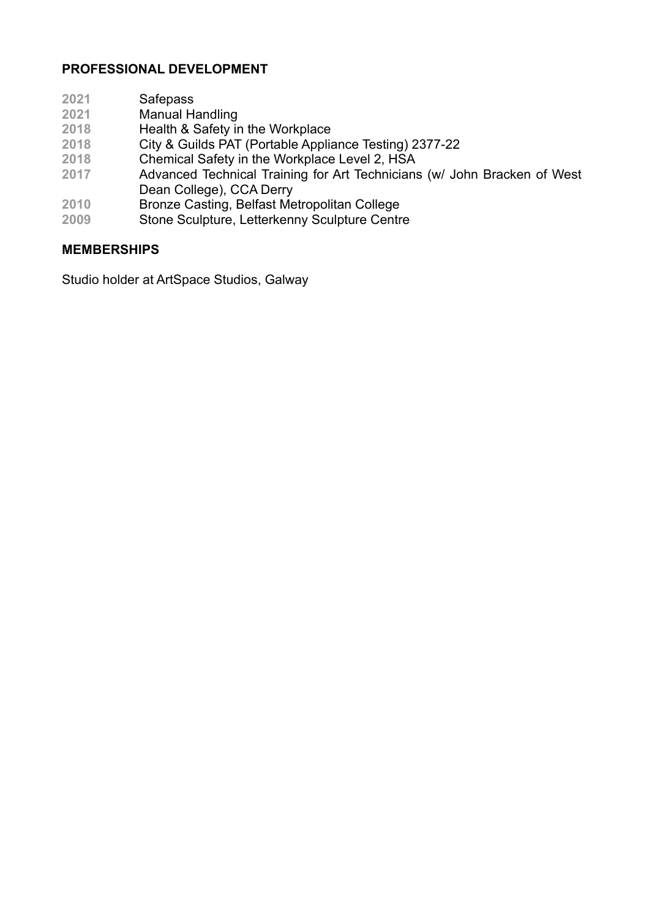## PROFESSIONAL DEVELOPMENT

**2021** Safepass
**2021** Manual Handling
**2018** Health & Safety in the Workplace
**2018** City & Guilds PAT (Portable Appliance Testing) 2377-22
**2018** Chemical Safety in the Workplace Level 2, HSA
**2017** Advanced Technical Training for Art Technicians (w/ John Bracken of West Dean College), CCA Derry
**2010** Bronze Casting, Belfast Metropolitan College
**2009** Stone Sculpture, Letterkenny Sculpture Centre

## MEMBERSHIPS

Studio holder at ArtSpace Studios, Galway